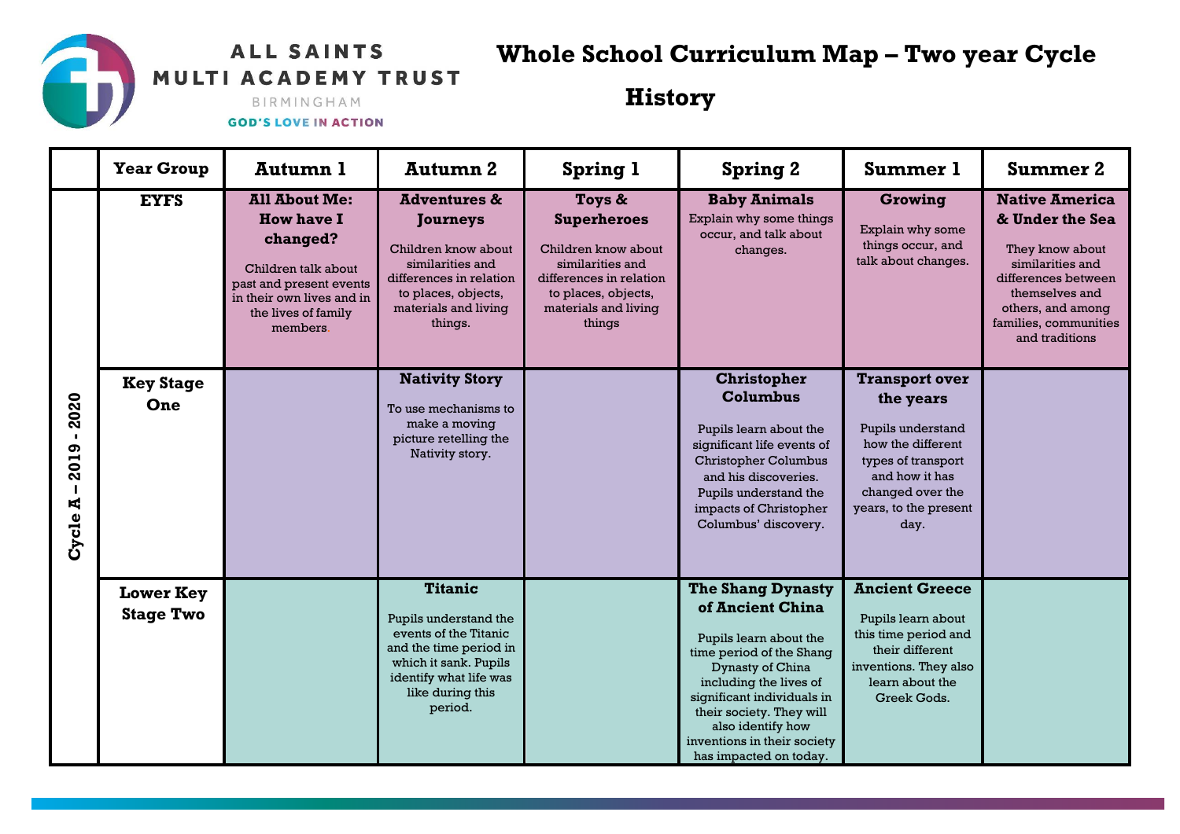ALL SAINTS MULTI ACADEMY TRUST
BIRMINGHAM
GOD'S LOVE IN ACTION

# Whole School Curriculum Map – Two year Cycle

## History

| | Year Group | Autumn 1 | Autumn 2 | Spring 1 | Spring 2 | Summer 1 | Summer 2 |
|---|---|---|---|---|---|---|---|
| Cycle A – 2019 - 2020 | EYFS | **All About Me: How have I changed?** Children talk about past and present events in their own lives and in the lives of family members. | **Adventures & Journeys** Children know about similarities and differences in relation to places, objects, materials and living things. | **Toys & Superheroes** Children know about similarities and differences in relation to places, objects, materials and living things | **Baby Animals** Explain why some things occur, and talk about changes. | **Growing** Explain why some things occur, and talk about changes. | **Native America & Under the Sea** They know about similarities and differences between themselves and others, and among families, communities and traditions |
| | Key Stage One | | **Nativity Story** To use mechanisms to make a moving picture retelling the Nativity story. | | **Christopher Columbus** Pupils learn about the significant life events of Christopher Columbus and his discoveries. Pupils understand the impacts of Christopher Columbus' discovery. | **Transport over the years** Pupils understand how the different types of transport and how it has changed over the years, to the present day. | |
| | Lower Key Stage Two | | **Titanic** Pupils understand the events of the Titanic and the time period in which it sank. Pupils identify what life was like during this period. | | **The Shang Dynasty of Ancient China** Pupils learn about the time period of the Shang Dynasty of China including the lives of significant individuals in their society. They will also identify how inventions in their society has impacted on today. | **Ancient Greece** Pupils learn about this time period and their different inventions. They also learn about the Greek Gods. | |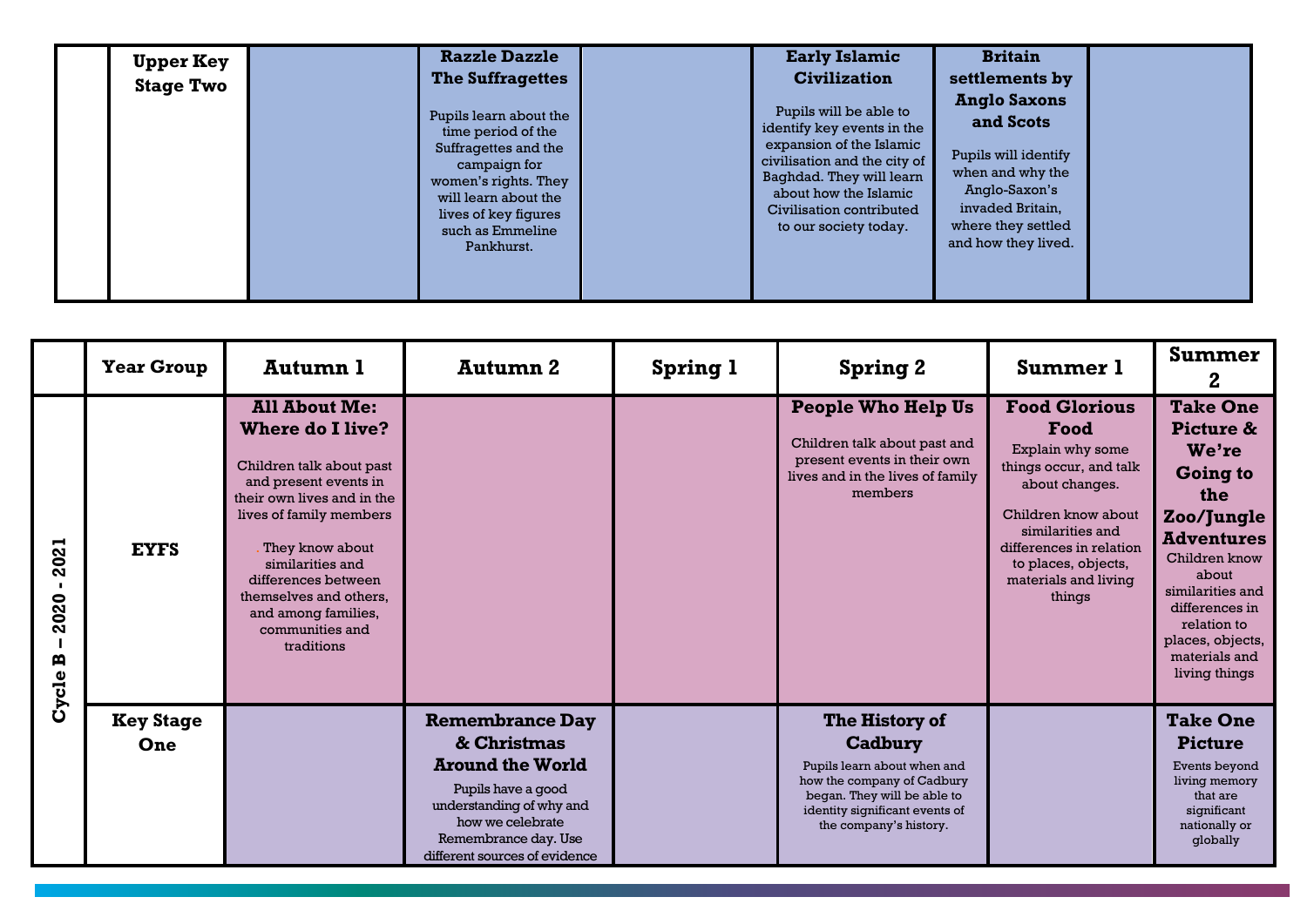| | | | | | | | |
|---|---|---|---|---|---|---|---|
| | **Upper Key Stage Two** | | **Razzle Dazzle The Suffragettes**<br><br>Pupils learn about the time period of the Suffragettes and the campaign for women's rights. They will learn about the lives of key figures such as Emmeline Pankhurst. | | **Early Islamic Civilization**<br><br>Pupils will be able to identify key events in the expansion of the Islamic civilisation and the city of Baghdad. They will learn about how the Islamic Civilisation contributed to our society today. | **Britain settlements by Anglo Saxons and Scots**<br><br>Pupils will identify when and why the Anglo-Saxon's invaded Britain, where they settled and how they lived. | |

| | Year Group | Autumn 1 | Autumn 2 | Spring 1 | Spring 2 | Summer 1 | Summer 2 |
|---|---|---|---|---|---|---|---|
| **Cycle B – 2020 - 2021** | **EYFS** | **All About Me: Where do I live?**<br><br>Children talk about past and present events in their own lives and in the lives of family members<br><br>They know about similarities and differences between themselves and others, and among families, communities and traditions | | | **People Who Help Us**<br><br>Children talk about past and present events in their own lives and in the lives of family members | **Food Glorious Food**<br><br>Explain why some things occur, and talk about changes.<br><br>Children know about similarities and differences in relation to places, objects, materials and living things | **Take One Picture & We're Going to the Zoo/Jungle Adventures**<br><br>Children know about similarities and differences in relation to places, objects, materials and living things |
| | **Key Stage One** | | **Remembrance Day & Christmas Around the World**<br><br>Pupils have a good understanding of why and how we celebrate Remembrance day. Use different sources of evidence | | **The History of Cadbury**<br><br>Pupils learn about when and how the company of Cadbury began. They will be able to identity significant events of the company's history. | | **Take One Picture**<br><br>Events beyond living memory that are significant nationally or globally |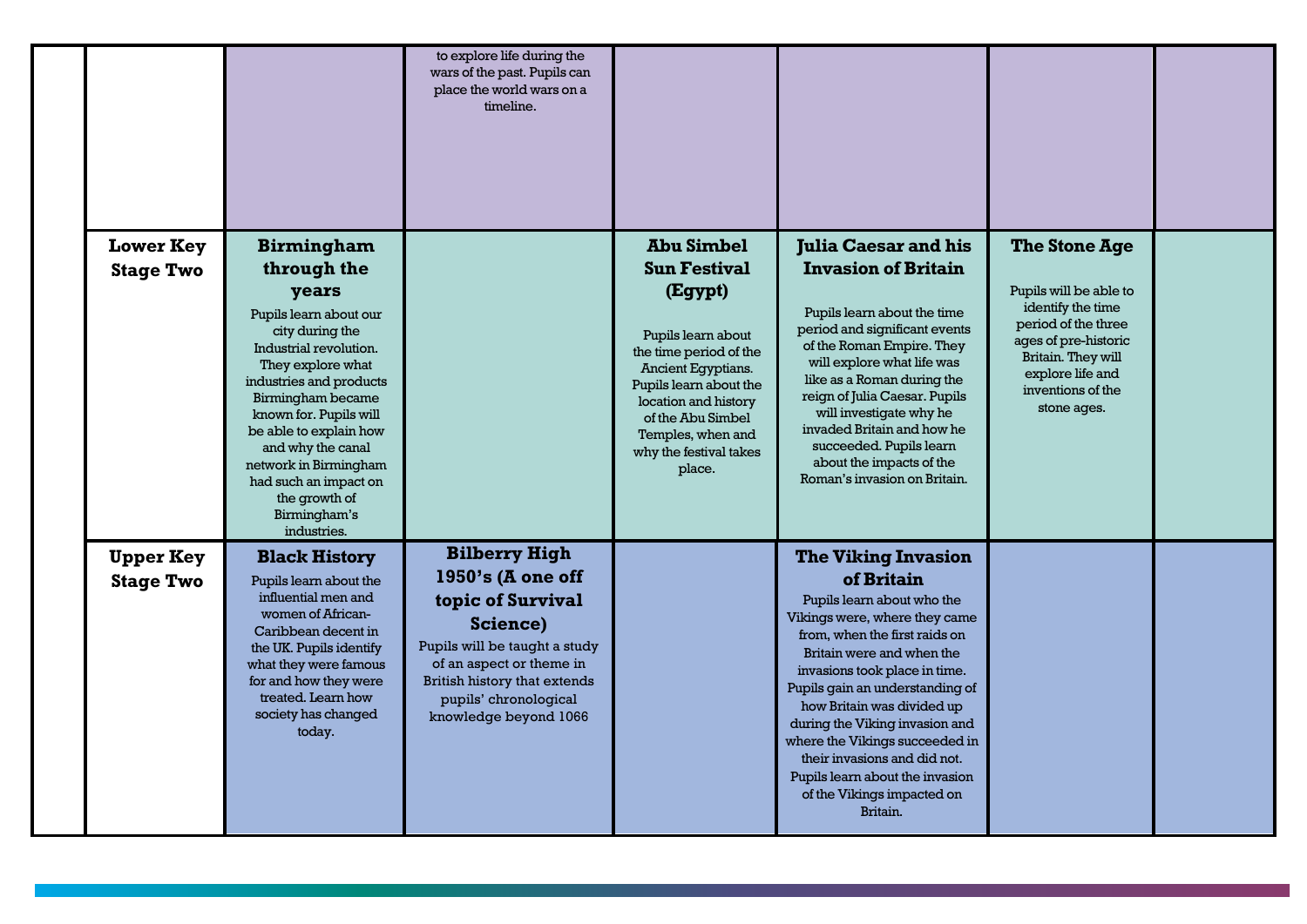| | | | | | | | |
|---|---|---|---|---|---|---|---|
| | | | to explore life during the wars of the past. Pupils can place the world wars on a timeline. | | | | |
| | **Lower Key Stage Two** | **Birmingham through the years** Pupils learn about our city during the Industrial revolution. They explore what industries and products Birmingham became known for. Pupils will be able to explain how and why the canal network in Birmingham had such an impact on the growth of Birmingham's industries. | | **Abu Simbel Sun Festival (Egypt)** Pupils learn about the time period of the Ancient Egyptians. Pupils learn about the location and history of the Abu Simbel Temples, when and why the festival takes place. | **Julia Caesar and his Invasion of Britain** Pupils learn about the time period and significant events of the Roman Empire. They will explore what life was like as a Roman during the reign of Julia Caesar. Pupils will investigate why he invaded Britain and how he succeeded. Pupils learn about the impacts of the Roman's invasion on Britain. | **The Stone Age** Pupils will be able to identify the time period of the three ages of pre-historic Britain. They will explore life and inventions of the stone ages. | |
| | **Upper Key Stage Two** | **Black History** Pupils learn about the influential men and women of African-Caribbean decent in the UK. Pupils identify what they were famous for and how they were treated. Learn how society has changed today. | **Bilberry High 1950's (A one off topic of Survival Science)** Pupils will be taught a study of an aspect or theme in British history that extends pupils' chronological knowledge beyond 1066 | | **The Viking Invasion of Britain** Pupils learn about who the Vikings were, where they came from, when the first raids on Britain were and when the invasions took place in time. Pupils gain an understanding of how Britain was divided up during the Viking invasion and where the Vikings succeeded in their invasions and did not. Pupils learn about the invasion of the Vikings impacted on Britain. | | |